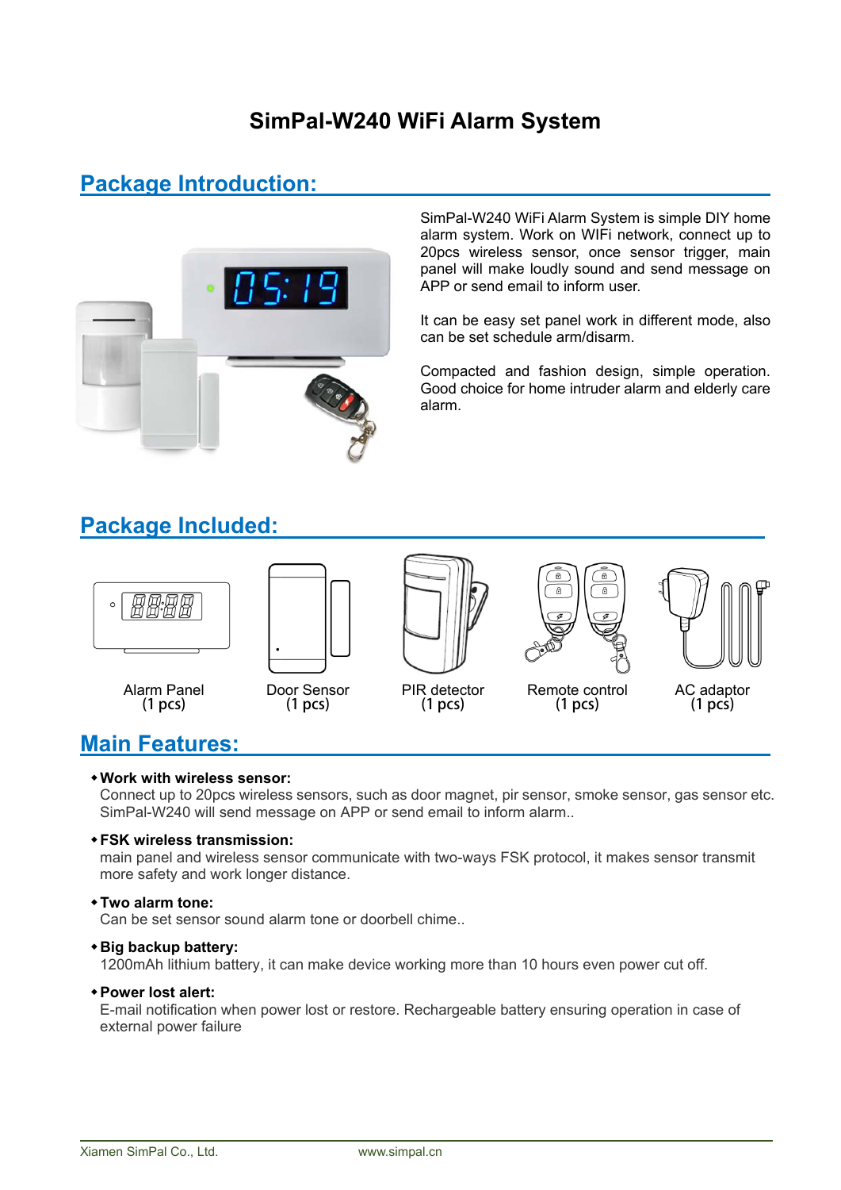# SimPal-W240 WiFi Alarm System

## Package Introduction:

SimPal-W240 WiFi Alarm System is simple DIY home alarm system. Work on WIFi network, connect up to 20pcs wireless sensor, once sensor trigger, main panel will make loudly sound and send message on APP or send email to inform user.

It can be easy set panel work in different mode, also can be set schedule arm/disarm.

Compacted and fashion design, simple operation. Good choice for home intruder alarm and elderly care alarm.

## Package Included:

| Alarm Panel (1 pcs) | Door Sensor (1 pcs) | PIR detector (1 pcs) | Remote control (1 pcs) | AC adaptor (1 pcs) |
|---|---|---|---|---|

## Main Features:

- **Work with wireless sensor:**
  Connect up to 20pcs wireless sensors, such as door magnet, pir sensor, smoke sensor, gas sensor etc. SimPal-W240 will send message on APP or send email to inform alarm..

- **FSK wireless transmission:**
  main panel and wireless sensor communicate with two-ways FSK protocol, it makes sensor transmit more safety and work longer distance.

- **Two alarm tone:**
  Can be set sensor sound alarm tone or doorbell chime..

- **Big backup battery:**
  1200mAh lithium battery, it can make device working more than 10 hours even power cut off.

- **Power lost alert:**
  E-mail notification when power lost or restore. Rechargeable battery ensuring operation in case of external power failure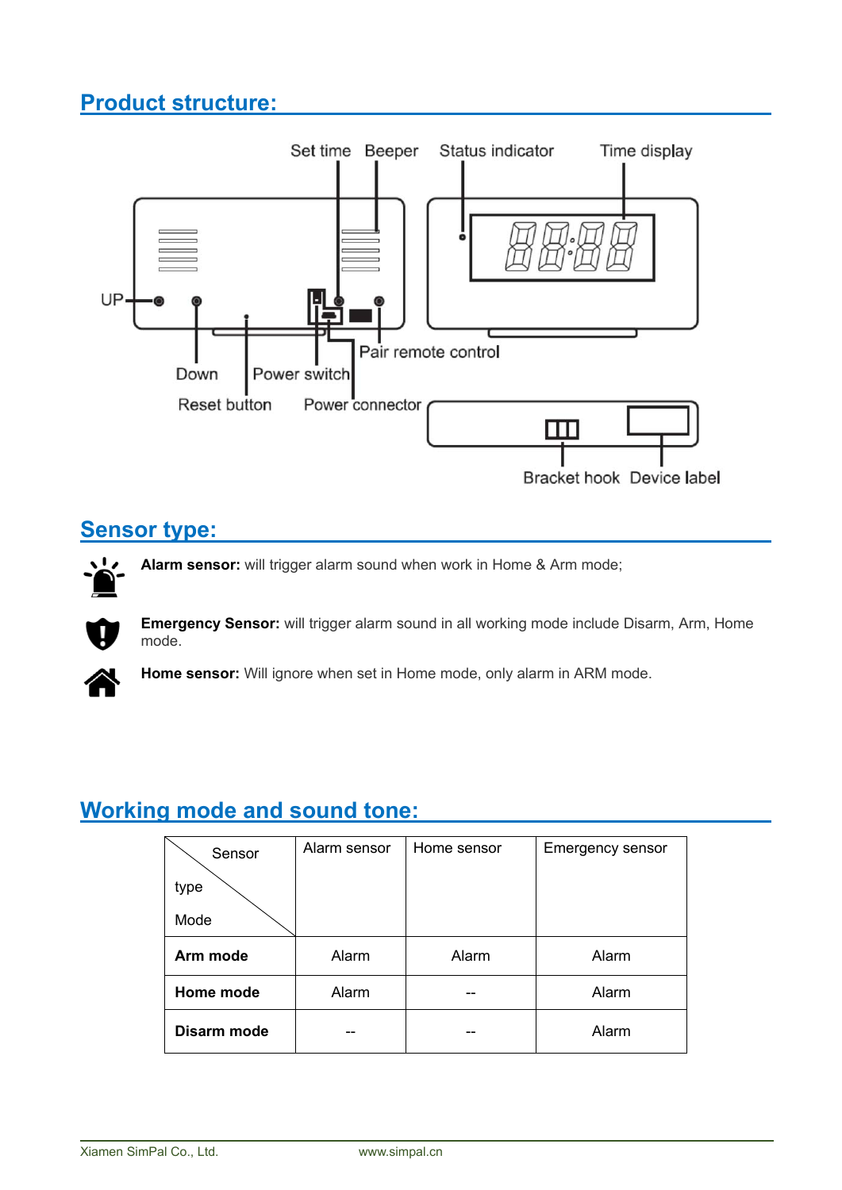## Product structure:

Set time Beeper Status indicator Time display

UP

Down Power switch

Reset button Power connector

Pair remote control

Bracket hook Device label

## Sensor type:

**Alarm sensor:** will trigger alarm sound when work in Home & Arm mode;

**Emergency Sensor:** will trigger alarm sound in all working mode include Disarm, Arm, Home mode.

**Home sensor:** Will ignore when set in Home mode, only alarm in ARM mode.

## Working mode and sound tone:

| Sensor type / Mode | Alarm sensor | Home sensor | Emergency sensor |
|---|---|---|---|
| **Arm mode** | Alarm | Alarm | Alarm |
| **Home mode** | Alarm | -- | Alarm |
| **Disarm mode** | -- | -- | Alarm |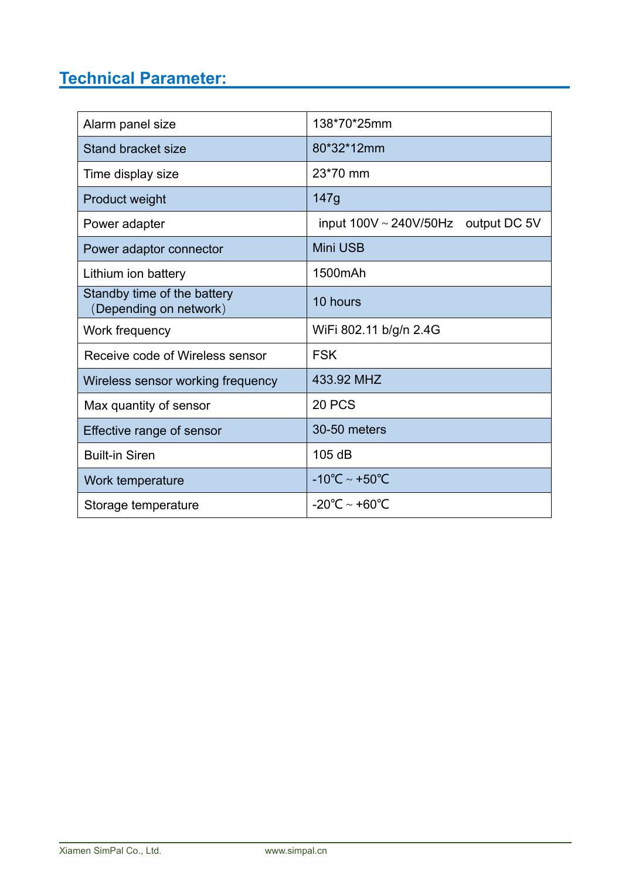## Technical Parameter:

| | |
|---|---|
| Alarm panel size | 138*70*25mm |
| Stand bracket size | 80*32*12mm |
| Time display size | 23*70 mm |
| Product weight | 147g |
| Power adapter | input 100V～240V/50Hz  output DC 5V |
| Power adaptor connector | Mini USB |
| Lithium ion battery | 1500mAh |
| Standby time of the battery （Depending on network） | 10 hours |
| Work frequency | WiFi 802.11 b/g/n 2.4G |
| Receive code of Wireless sensor | FSK |
| Wireless sensor working frequency | 433.92 MHZ |
| Max quantity of sensor | 20 PCS |
| Effective range of sensor | 30-50 meters |
| Built-in Siren | 105 dB |
| Work temperature | -10℃～+50℃ |
| Storage temperature | -20℃～+60℃ |